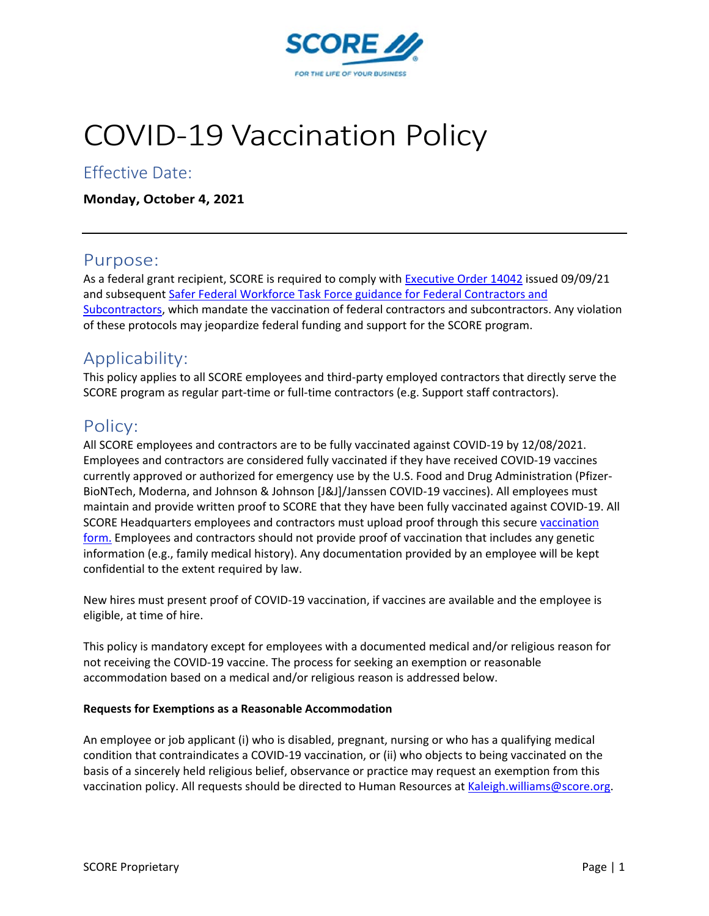SCORE

FOR THE LIFE OF YOUR BUSINESS

# COVID-19 Vaccination Policy

## Effective Date:

**Monday, October 4, 2021**

---

## Purpose:

As a federal grant recipient, SCORE is required to comply with Executive Order 14042 issued 09/09/21 and subsequent Safer Federal Workforce Task Force guidance for Federal Contractors and Subcontractors, which mandate the vaccination of federal contractors and subcontractors. Any violation of these protocols may jeopardize federal funding and support for the SCORE program.

## Applicability:

This policy applies to all SCORE employees and third-party employed contractors that directly serve the SCORE program as regular part-time or full-time contractors (e.g. Support staff contractors).

## Policy:

All SCORE employees and contractors are to be fully vaccinated against COVID-19 by 12/08/2021. Employees and contractors are considered fully vaccinated if they have received COVID-19 vaccines currently approved or authorized for emergency use by the U.S. Food and Drug Administration (Pfizer-BioNTech, Moderna, and Johnson & Johnson [J&J]/Janssen COVID-19 vaccines). All employees must maintain and provide written proof to SCORE that they have been fully vaccinated against COVID-19. All SCORE Headquarters employees and contractors must upload proof through this secure vaccination form. Employees and contractors should not provide proof of vaccination that includes any genetic information (e.g., family medical history). Any documentation provided by an employee will be kept confidential to the extent required by law.

New hires must present proof of COVID-19 vaccination, if vaccines are available and the employee is eligible, at time of hire.

This policy is mandatory except for employees with a documented medical and/or religious reason for not receiving the COVID-19 vaccine. The process for seeking an exemption or reasonable accommodation based on a medical and/or religious reason is addressed below.

**Requests for Exemptions as a Reasonable Accommodation**

An employee or job applicant (i) who is disabled, pregnant, nursing or who has a qualifying medical condition that contraindicates a COVID-19 vaccination, or (ii) who objects to being vaccinated on the basis of a sincerely held religious belief, observance or practice may request an exemption from this vaccination policy. All requests should be directed to Human Resources at Kaleigh.williams@score.org.

SCORE Proprietary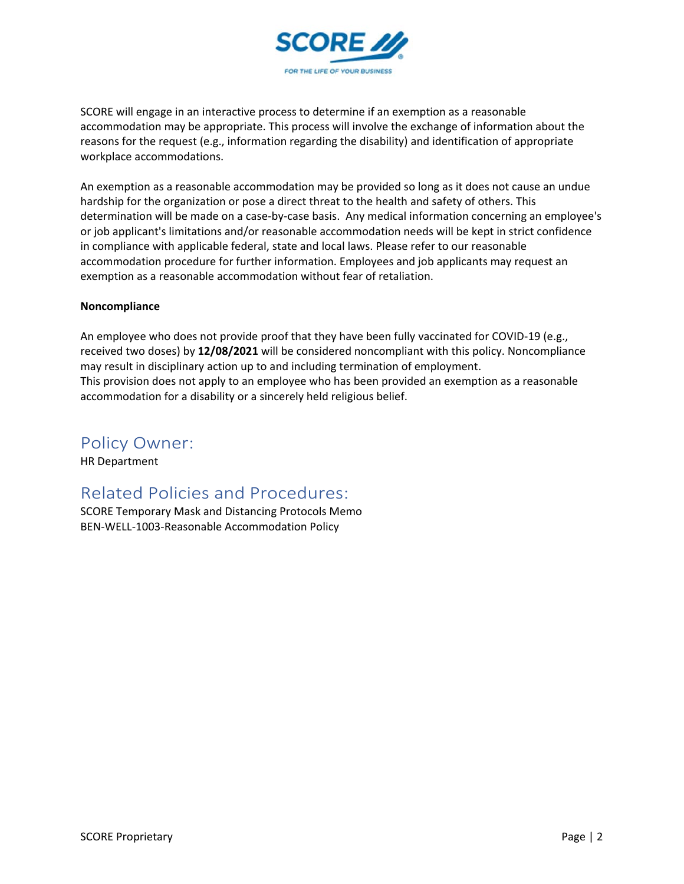SCORE will engage in an interactive process to determine if an exemption as a reasonable accommodation may be appropriate. This process will involve the exchange of information about the reasons for the request (e.g., information regarding the disability) and identification of appropriate workplace accommodations.

An exemption as a reasonable accommodation may be provided so long as it does not cause an undue hardship for the organization or pose a direct threat to the health and safety of others. This determination will be made on a case-by-case basis. Any medical information concerning an employee's or job applicant's limitations and/or reasonable accommodation needs will be kept in strict confidence in compliance with applicable federal, state and local laws. Please refer to our reasonable accommodation procedure for further information. Employees and job applicants may request an exemption as a reasonable accommodation without fear of retaliation.

**Noncompliance**

An employee who does not provide proof that they have been fully vaccinated for COVID-19 (e.g., received two doses) by **12/08/2021** will be considered noncompliant with this policy. Noncompliance may result in disciplinary action up to and including termination of employment.
This provision does not apply to an employee who has been provided an exemption as a reasonable accommodation for a disability or a sincerely held religious belief.

## Policy Owner:

HR Department

## Related Policies and Procedures:

SCORE Temporary Mask and Distancing Protocols Memo
BEN-WELL-1003-Reasonable Accommodation Policy